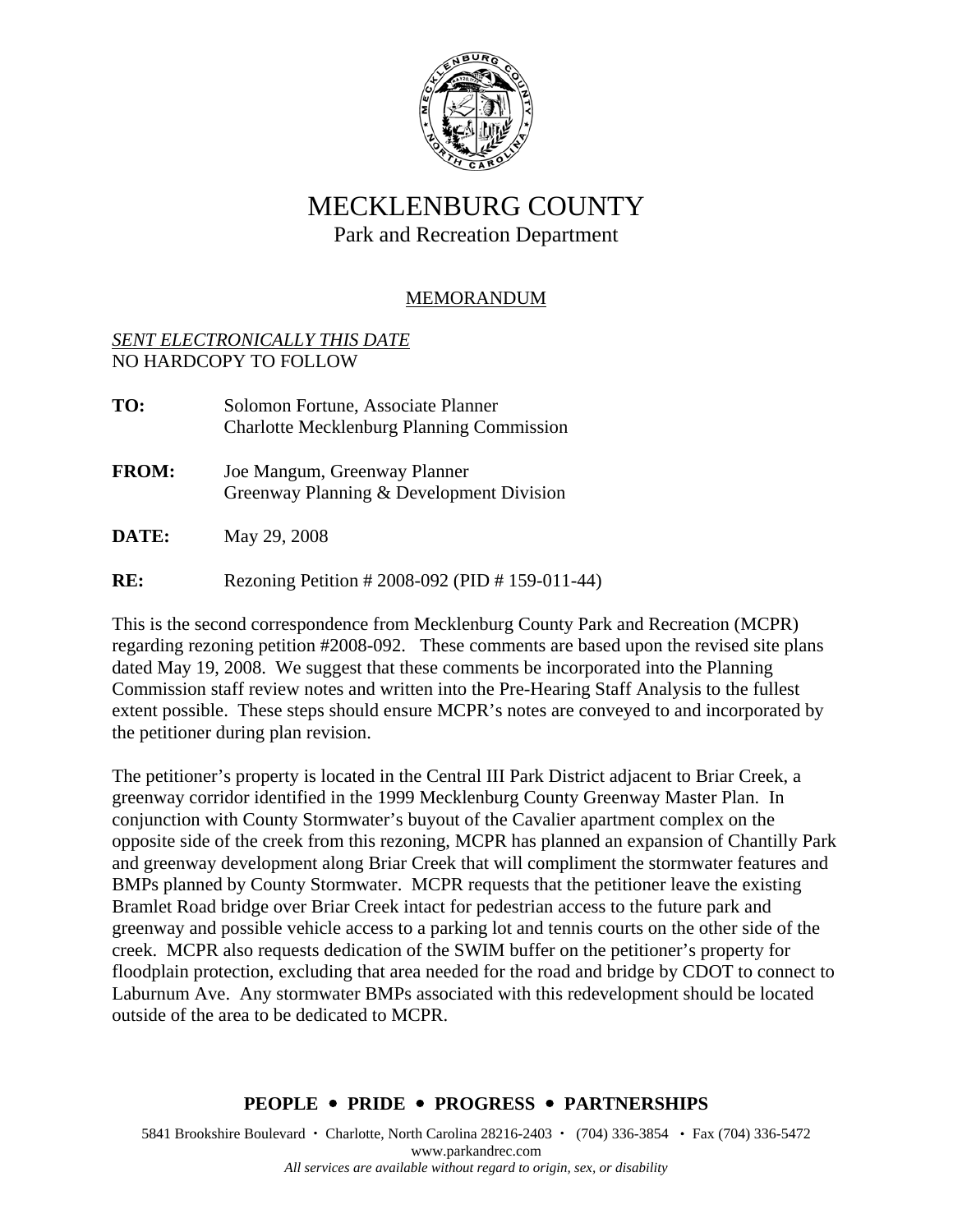# MECKLENBURG COUNTY

Park and Recreation Department

<u>MEMORANDUM</u>

*<u>SENT ELECTRONICALLY THIS DATE</u>*
NO HARDCOPY TO FOLLOW

**TO:** Solomon Fortune, Associate Planner
Charlotte Mecklenburg Planning Commission

**FROM:** Joe Mangum, Greenway Planner
Greenway Planning & Development Division

**DATE:** May 29, 2008

**RE:** Rezoning Petition # 2008-092 (PID # 159-011-44)

This is the second correspondence from Mecklenburg County Park and Recreation (MCPR) regarding rezoning petition #2008-092. These comments are based upon the revised site plans dated May 19, 2008. We suggest that these comments be incorporated into the Planning Commission staff review notes and written into the Pre-Hearing Staff Analysis to the fullest extent possible. These steps should ensure MCPR's notes are conveyed to and incorporated by the petitioner during plan revision.

The petitioner's property is located in the Central III Park District adjacent to Briar Creek, a greenway corridor identified in the 1999 Mecklenburg County Greenway Master Plan. In conjunction with County Stormwater's buyout of the Cavalier apartment complex on the opposite side of the creek from this rezoning, MCPR has planned an expansion of Chantilly Park and greenway development along Briar Creek that will compliment the stormwater features and BMPs planned by County Stormwater. MCPR requests that the petitioner leave the existing Bramlet Road bridge over Briar Creek intact for pedestrian access to the future park and greenway and possible vehicle access to a parking lot and tennis courts on the other side of the creek. MCPR also requests dedication of the SWIM buffer on the petitioner's property for floodplain protection, excluding that area needed for the road and bridge by CDOT to connect to Laburnum Ave. Any stormwater BMPs associated with this redevelopment should be located outside of the area to be dedicated to MCPR.

**PEOPLE • PRIDE • PROGRESS • PARTNERSHIPS**

5841 Brookshire Boulevard • Charlotte, North Carolina 28216-2403 • (704) 336-3854 • Fax (704) 336-5472
www.parkandrec.com
*All services are available without regard to origin, sex, or disability*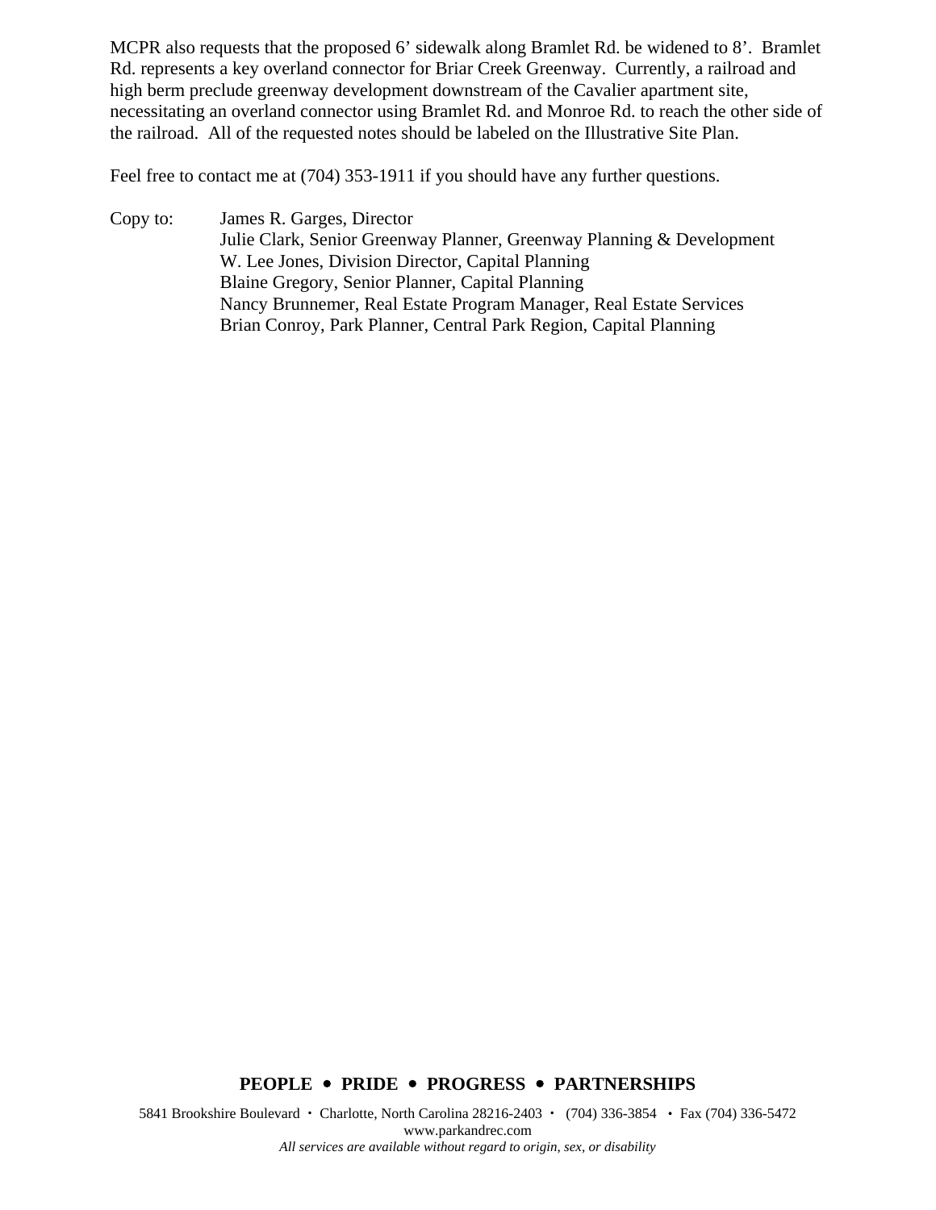MCPR also requests that the proposed 6' sidewalk along Bramlet Rd. be widened to 8'. Bramlet Rd. represents a key overland connector for Briar Creek Greenway. Currently, a railroad and high berm preclude greenway development downstream of the Cavalier apartment site, necessitating an overland connector using Bramlet Rd. and Monroe Rd. to reach the other side of the railroad. All of the requested notes should be labeled on the Illustrative Site Plan.

Feel free to contact me at (704) 353-1911 if you should have any further questions.

Copy to: James R. Garges, Director
Julie Clark, Senior Greenway Planner, Greenway Planning & Development
W. Lee Jones, Division Director, Capital Planning
Blaine Gregory, Senior Planner, Capital Planning
Nancy Brunnemer, Real Estate Program Manager, Real Estate Services
Brian Conroy, Park Planner, Central Park Region, Capital Planning

**PEOPLE • PRIDE • PROGRESS • PARTNERSHIPS**

5841 Brookshire Boulevard · Charlotte, North Carolina 28216-2403 · (704) 336-3854 · Fax (704) 336-5472
www.parkandrec.com
*All services are available without regard to origin, sex, or disability*